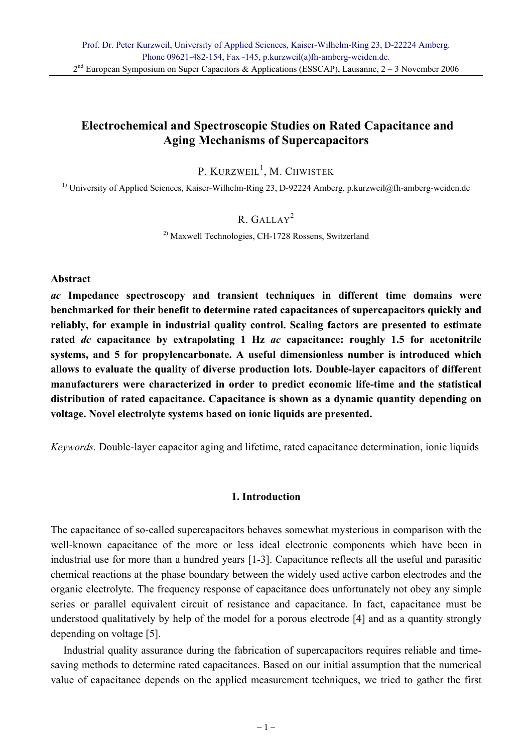Prof. Dr. Peter Kurzweil, University of Applied Sciences, Kaiser-Wilhelm-Ring 23, D-22224 Amberg.
Phone 09621-482-154, Fax -145, p.kurzweil(a)fh-amberg-weiden.de.
2nd European Symposium on Super Capacitors & Applications (ESSCAP), Lausanne, 2 – 3 November 2006

# Electrochemical and Spectroscopic Studies on Rated Capacitance and Aging Mechanisms of Supercapacitors

P. Kurzweil[1], M. Chwistek

[1] University of Applied Sciences, Kaiser-Wilhelm-Ring 23, D-92224 Amberg, p.kurzweil@fh-amberg-weiden.de

R. Gallay[2]

[2] Maxwell Technologies, CH-1728 Rossens, Switzerland

## Abstract

***ac*** **Impedance spectroscopy and transient techniques in different time domains were benchmarked for their benefit to determine rated capacitances of supercapacitors quickly and reliably, for example in industrial quality control. Scaling factors are presented to estimate rated** ***dc*** **capacitance by extrapolating 1 Hz** ***ac*** **capacitance: roughly 1.5 for acetonitrile systems, and 5 for propylencarbonate. A useful dimensionless number is introduced which allows to evaluate the quality of diverse production lots. Double-layer capacitors of different manufacturers were characterized in order to predict economic life-time and the statistical distribution of rated capacitance. Capacitance is shown as a dynamic quantity depending on voltage. Novel electrolyte systems based on ionic liquids are presented.**

*Keywords.* Double-layer capacitor aging and lifetime, rated capacitance determination, ionic liquids

## 1. Introduction

The capacitance of so-called supercapacitors behaves somewhat mysterious in comparison with the well-known capacitance of the more or less ideal electronic components which have been in industrial use for more than a hundred years [1-3]. Capacitance reflects all the useful and parasitic chemical reactions at the phase boundary between the widely used active carbon electrodes and the organic electrolyte. The frequency response of capacitance does unfortunately not obey any simple series or parallel equivalent circuit of resistance and capacitance. In fact, capacitance must be understood qualitatively by help of the model for a porous electrode [4] and as a quantity strongly depending on voltage [5].

Industrial quality assurance during the fabrication of supercapacitors requires reliable and time-saving methods to determine rated capacitances. Based on our initial assumption that the numerical value of capacitance depends on the applied measurement techniques, we tried to gather the first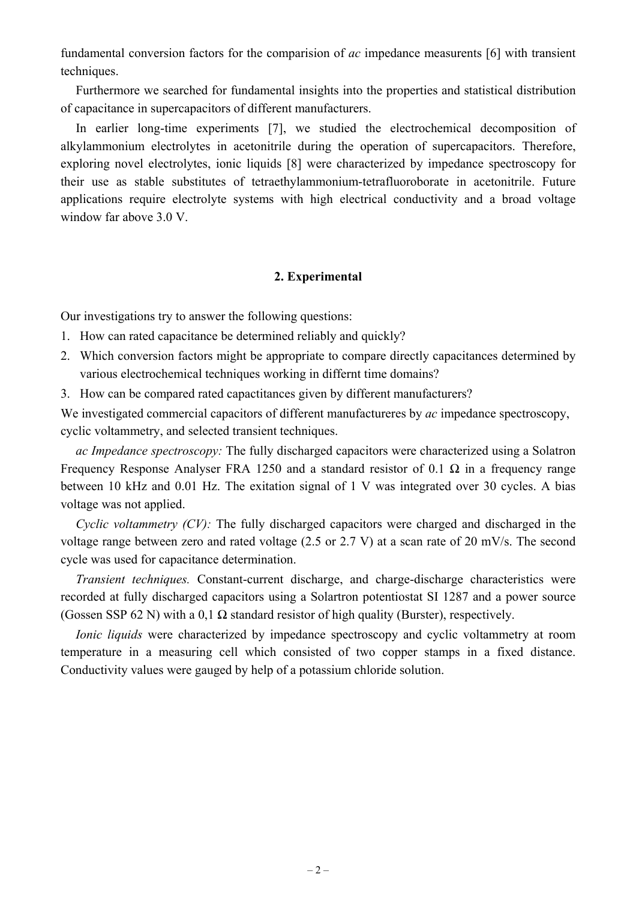fundamental conversion factors for the comparision of *ac* impedance measurents [6] with transient techniques.

Furthermore we searched for fundamental insights into the properties and statistical distribution of capacitance in supercapacitors of different manufacturers.

In earlier long-time experiments [7], we studied the electrochemical decomposition of alkylammonium electrolytes in acetonitrile during the operation of supercapacitors. Therefore, exploring novel electrolytes, ionic liquids [8] were characterized by impedance spectroscopy for their use as stable substitutes of tetraethylammonium-tetrafluoroborate in acetonitrile. Future applications require electrolyte systems with high electrical conductivity and a broad voltage window far above 3.0 V.

## 2. Experimental

Our investigations try to answer the following questions:

1. How can rated capacitance be determined reliably and quickly?
2. Which conversion factors might be appropriate to compare directly capacitances determined by various electrochemical techniques working in differnt time domains?
3. How can be compared rated capactitances given by different manufacturers?

We investigated commercial capacitors of different manufactureres by *ac* impedance spectroscopy, cyclic voltammetry, and selected transient techniques.

*ac Impedance spectroscopy:* The fully discharged capacitors were characterized using a Solatron Frequency Response Analyser FRA 1250 and a standard resistor of 0.1 Ω in a frequency range between 10 kHz and 0.01 Hz. The exitation signal of 1 V was integrated over 30 cycles. A bias voltage was not applied.

*Cyclic voltammetry (CV):* The fully discharged capacitors were charged and discharged in the voltage range between zero and rated voltage (2.5 or 2.7 V) at a scan rate of 20 mV/s. The second cycle was used for capacitance determination.

*Transient techniques.* Constant-current discharge, and charge-discharge characteristics were recorded at fully discharged capacitors using a Solartron potentiostat SI 1287 and a power source (Gossen SSP 62 N) with a 0,1 Ω standard resistor of high quality (Burster), respectively.

*Ionic liquids* were characterized by impedance spectroscopy and cyclic voltammetry at room temperature in a measuring cell which consisted of two copper stamps in a fixed distance. Conductivity values were gauged by help of a potassium chloride solution.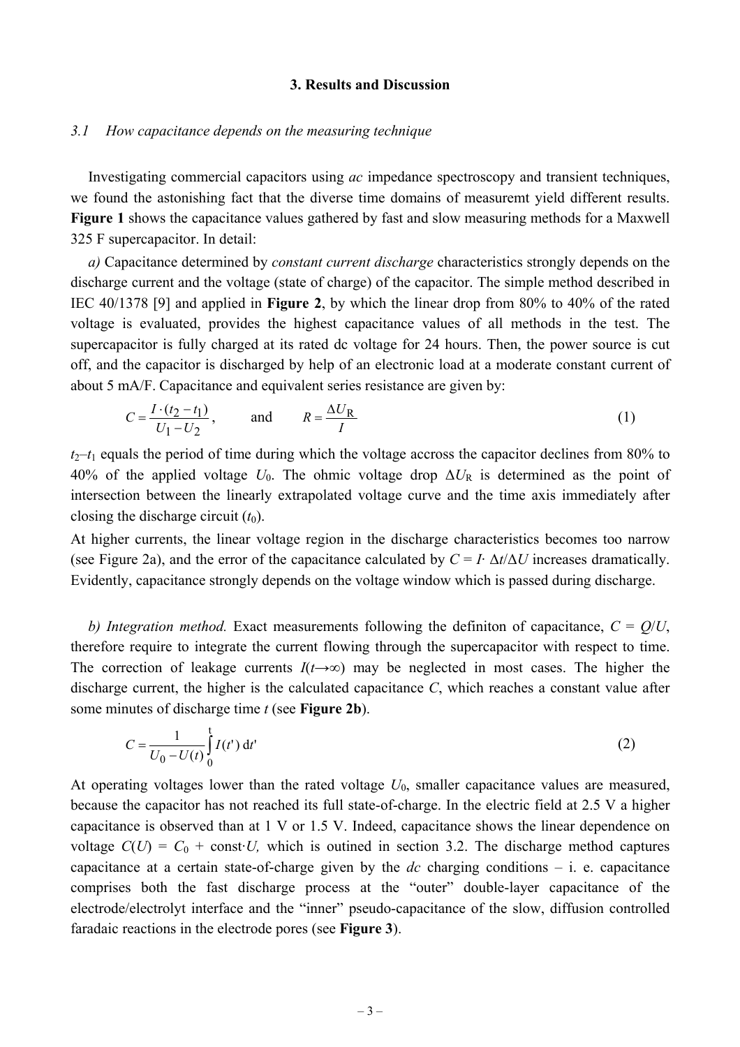## 3. Results and Discussion

### 3.1 How capacitance depends on the measuring technique

Investigating commercial capacitors using *ac* impedance spectroscopy and transient techniques, we found the astonishing fact that the diverse time domains of measuremt yield different results. **Figure 1** shows the capacitance values gathered by fast and slow measuring methods for a Maxwell 325 F supercapacitor. In detail:

*a)* Capacitance determined by *constant current discharge* characteristics strongly depends on the discharge current and the voltage (state of charge) of the capacitor. The simple method described in IEC 40/1378 [9] and applied in **Figure 2**, by which the linear drop from 80% to 40% of the rated voltage is evaluated, provides the highest capacitance values of all methods in the test. The supercapacitor is fully charged at its rated dc voltage for 24 hours. Then, the power source is cut off, and the capacitor is discharged by help of an electronic load at a moderate constant current of about 5 mA/F. Capacitance and equivalent series resistance are given by:

$$C = \frac{I \cdot (t_2 - t_1)}{U_1 - U_2}, \qquad \text{and} \qquad R = \frac{\Delta U_R}{I} \tag{1}$$

$t_2$–$t_1$ equals the period of time during which the voltage accross the capacitor declines from 80% to 40% of the applied voltage $U_0$. The ohmic voltage drop $\Delta U_R$ is determined as the point of intersection between the linearly extrapolated voltage curve and the time axis immediately after closing the discharge circuit ($t_0$).

At higher currents, the linear voltage region in the discharge characteristics becomes too narrow (see Figure 2a), and the error of the capacitance calculated by $C = I \cdot \Delta t / \Delta U$ increases dramatically. Evidently, capacitance strongly depends on the voltage window which is passed during discharge.

*b) Integration method.* Exact measurements following the definiton of capacitance, $C = Q/U$, therefore require to integrate the current flowing through the supercapacitor with respect to time. The correction of leakage currents $I(t \to \infty)$ may be neglected in most cases. The higher the discharge current, the higher is the calculated capacitance $C$, which reaches a constant value after some minutes of discharge time $t$ (see **Figure 2b**).

$$C = \frac{1}{U_0 - U(t)} \int_0^t I(t')\,\mathrm{d}t' \tag{2}$$

At operating voltages lower than the rated voltage $U_0$, smaller capacitance values are measured, because the capacitor has not reached its full state-of-charge. In the electric field at 2.5 V a higher capacitance is observed than at 1 V or 1.5 V. Indeed, capacitance shows the linear dependence on voltage $C(U) = C_0 + \text{const} \cdot U$, which is outined in section 3.2. The discharge method captures capacitance at a certain state-of-charge given by the *dc* charging conditions – i. e. capacitance comprises both the fast discharge process at the "outer" double-layer capacitance of the electrode/electrolyt interface and the "inner" pseudo-capacitance of the slow, diffusion controlled faradaic reactions in the electrode pores (see **Figure 3**).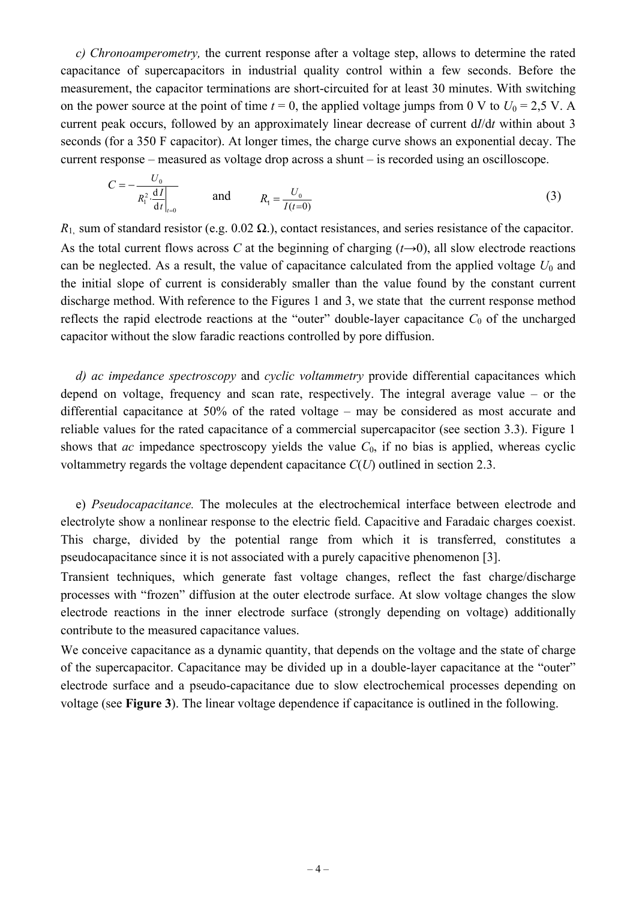*c) Chronoamperometry,* the current response after a voltage step, allows to determine the rated capacitance of supercapacitors in industrial quality control within a few seconds. Before the measurement, the capacitor terminations are short-circuited for at least 30 minutes. With switching on the power source at the point of time $t = 0$, the applied voltage jumps from 0 V to $U_0 = 2{,}5$ V. A current peak occurs, followed by an approximately linear decrease of current $\mathrm{d}I/\mathrm{d}t$ within about 3 seconds (for a 350 F capacitor). At longer times, the charge curve shows an exponential decay. The current response – measured as voltage drop across a shunt – is recorded using an oscilloscope.

$$C = -\frac{U_0}{R_1^2 \cdot \left.\frac{\mathrm{d}I}{\mathrm{d}t}\right|_{t=0}} \qquad \text{and} \qquad R_1 = \frac{U_0}{I(t=0)} \tag{3}$$

$R_1$, sum of standard resistor (e.g. 0.02 Ω.), contact resistances, and series resistance of the capacitor. As the total current flows across $C$ at the beginning of charging ($t \rightarrow 0$), all slow electrode reactions can be neglected. As a result, the value of capacitance calculated from the applied voltage $U_0$ and the initial slope of current is considerably smaller than the value found by the constant current discharge method. With reference to the Figures 1 and 3, we state that the current response method reflects the rapid electrode reactions at the "outer" double-layer capacitance $C_0$ of the uncharged capacitor without the slow faradic reactions controlled by pore diffusion.

*d) ac impedance spectroscopy* and *cyclic voltammetry* provide differential capacitances which depend on voltage, frequency and scan rate, respectively. The integral average value – or the differential capacitance at 50% of the rated voltage – may be considered as most accurate and reliable values for the rated capacitance of a commercial supercapacitor (see section 3.3). Figure 1 shows that *ac* impedance spectroscopy yields the value $C_0$, if no bias is applied, whereas cyclic voltammetry regards the voltage dependent capacitance $C(U)$ outlined in section 2.3.

e) *Pseudocapacitance.* The molecules at the electrochemical interface between electrode and electrolyte show a nonlinear response to the electric field. Capacitive and Faradaic charges coexist. This charge, divided by the potential range from which it is transferred, constitutes a pseudocapacitance since it is not associated with a purely capacitive phenomenon [3].

Transient techniques, which generate fast voltage changes, reflect the fast charge/discharge processes with "frozen" diffusion at the outer electrode surface. At slow voltage changes the slow electrode reactions in the inner electrode surface (strongly depending on voltage) additionally contribute to the measured capacitance values.

We conceive capacitance as a dynamic quantity, that depends on the voltage and the state of charge of the supercapacitor. Capacitance may be divided up in a double-layer capacitance at the "outer" electrode surface and a pseudo-capacitance due to slow electrochemical processes depending on voltage (see **Figure 3**). The linear voltage dependence if capacitance is outlined in the following.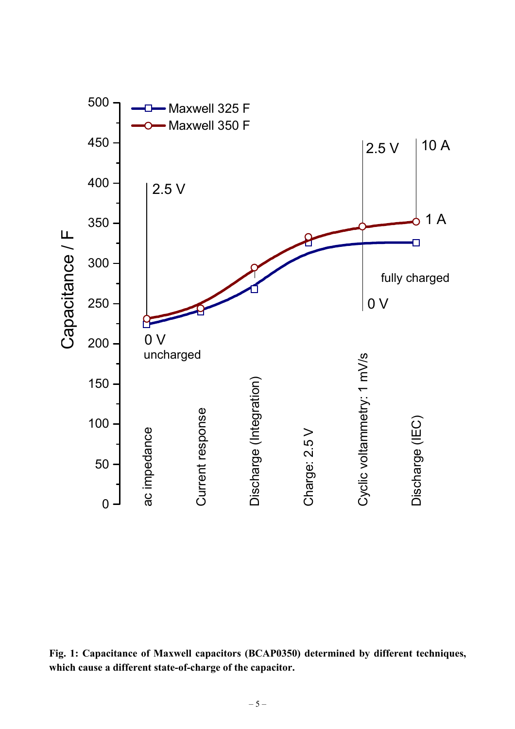**Fig. 1: Capacitance of Maxwell capacitors (BCAP0350) determined by different techniques, which cause a different state-of-charge of the capacitor.**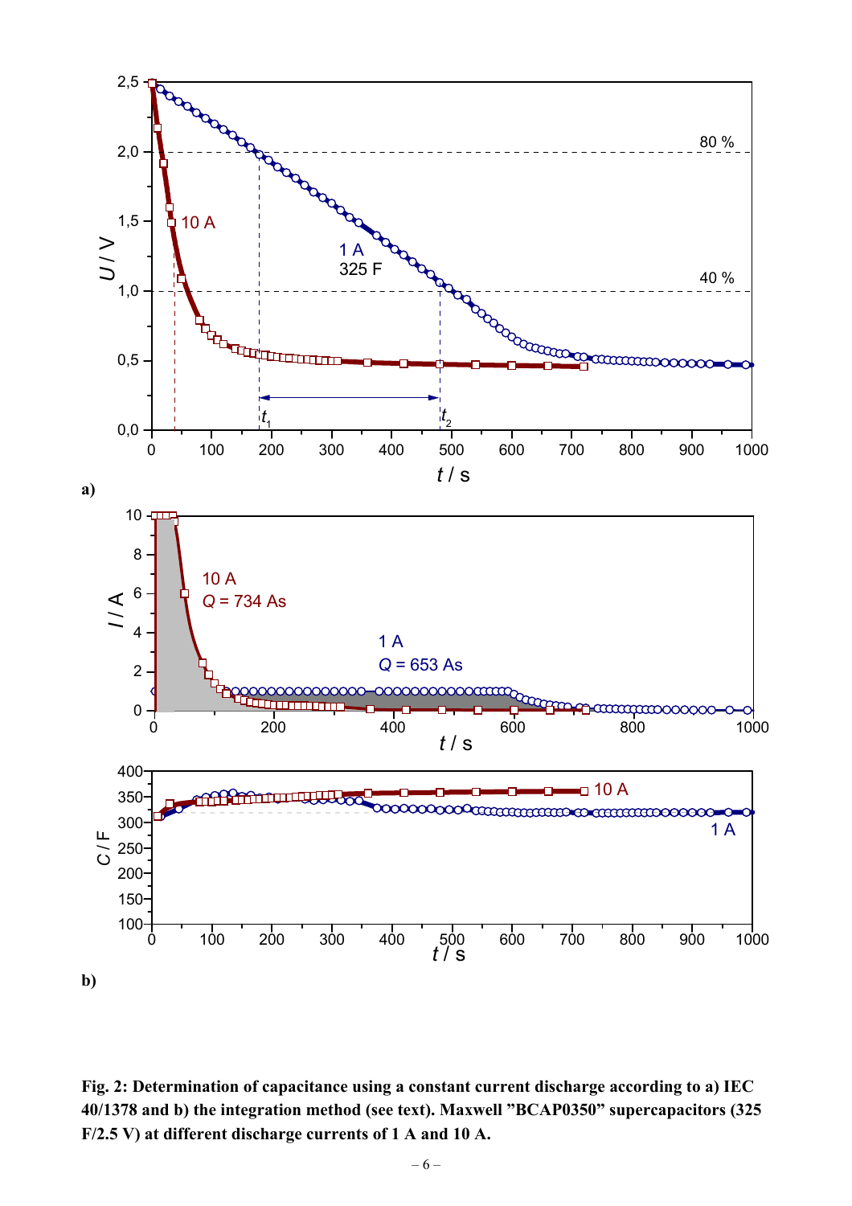**Fig. 2: Determination of capacitance using a constant current discharge according to a) IEC 40/1378 and b) the integration method (see text). Maxwell "BCAP0350" supercapacitors (325 F/2.5 V) at different discharge currents of 1 A and 10 A.**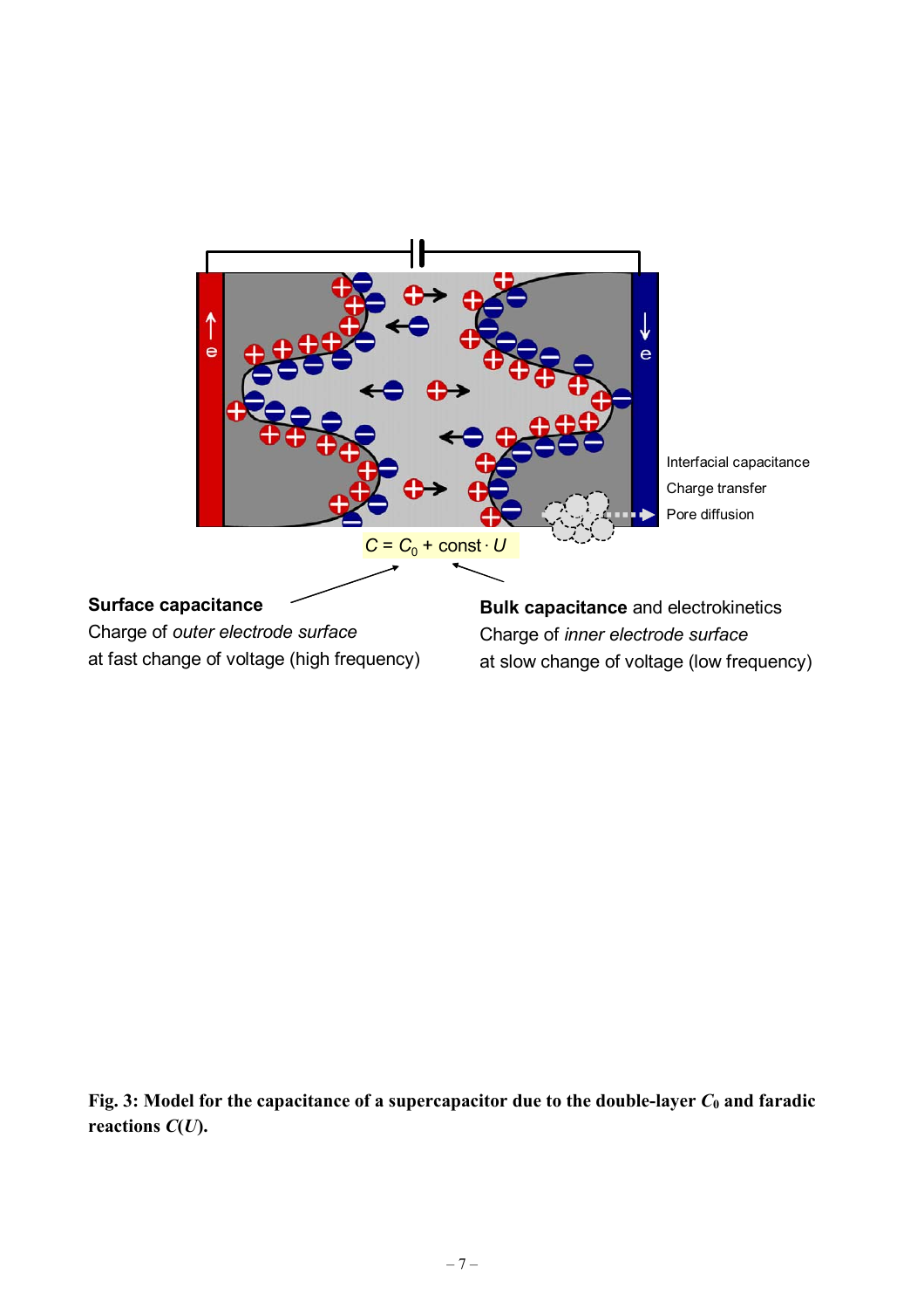Interfacial capacitance

Charge transfer

Pore diffusion

$C = C_0 + \text{const} \cdot U$

**Surface capacitance**
Charge of *outer electrode surface*
at fast change of voltage (high frequency)

**Bulk capacitance** and electrokinetics
Charge of *inner electrode surface*
at slow change of voltage (low frequency)

**Fig. 3: Model for the capacitance of a supercapacitor due to the double-layer $C_0$ and faradic reactions $C(U)$.**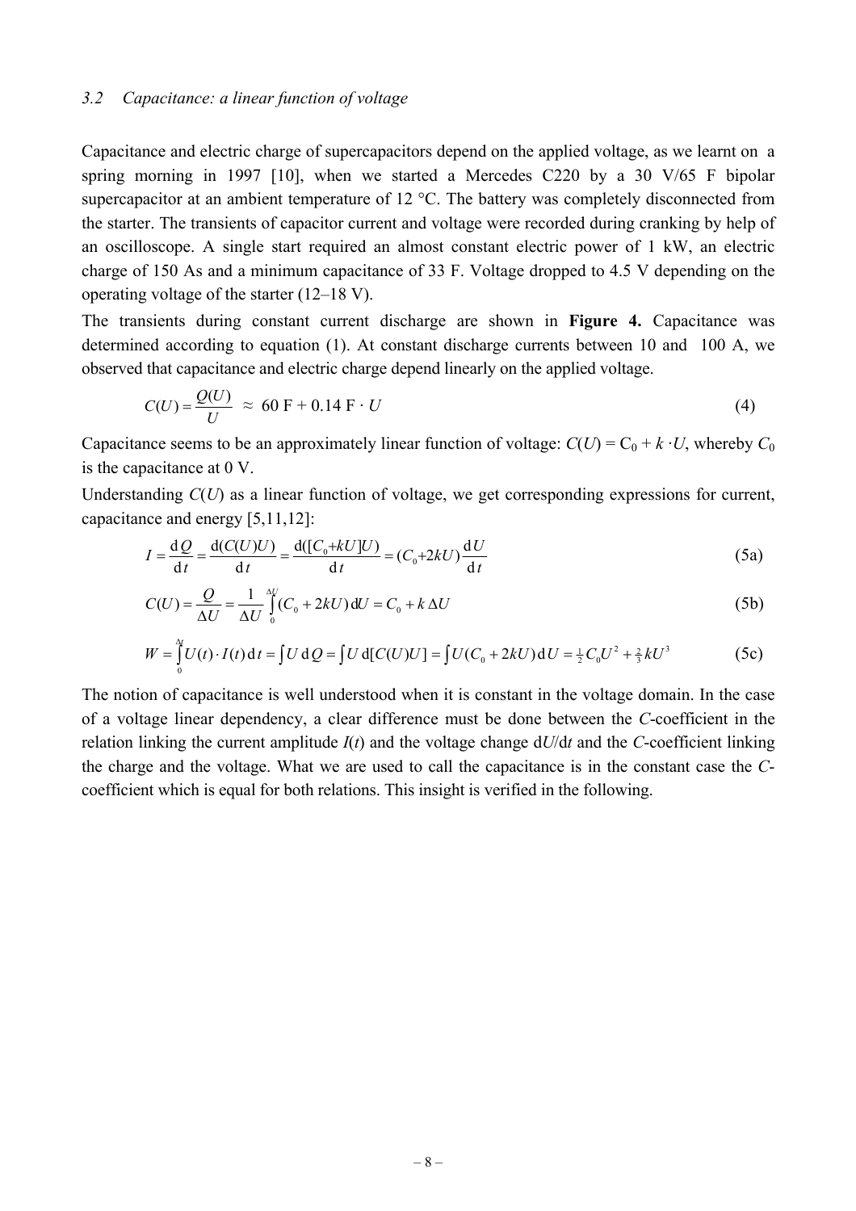### 3.2 Capacitance: a linear function of voltage

Capacitance and electric charge of supercapacitors depend on the applied voltage, as we learnt on a spring morning in 1997 [10], when we started a Mercedes C220 by a 30 V/65 F bipolar supercapacitor at an ambient temperature of 12 °C. The battery was completely disconnected from the starter. The transients of capacitor current and voltage were recorded during cranking by help of an oscilloscope. A single start required an almost constant electric power of 1 kW, an electric charge of 150 As and a minimum capacitance of 33 F. Voltage dropped to 4.5 V depending on the operating voltage of the starter (12–18 V).

The transients during constant current discharge are shown in **Figure 4.** Capacitance was determined according to equation (1). At constant discharge currents between 10 and 100 A, we observed that capacitance and electric charge depend linearly on the applied voltage.

$$C(U) = \frac{Q(U)}{U} \approx 60\ \text{F} + 0.14\ \text{F} \cdot U \tag{4}$$

Capacitance seems to be an approximately linear function of voltage: $C(U) = C_0 + k \cdot U$, whereby $C_0$ is the capacitance at 0 V.

Understanding $C(U)$ as a linear function of voltage, we get corresponding expressions for current, capacitance and energy [5,11,12]:

$$I = \frac{\mathrm{d}Q}{\mathrm{d}t} = \frac{\mathrm{d}(C(U)U)}{\mathrm{d}t} = \frac{\mathrm{d}([C_0{+}kU]U)}{\mathrm{d}t} = (C_0{+}2kU)\frac{\mathrm{d}U}{\mathrm{d}t} \tag{5a}$$

$$C(U) = \frac{Q}{\Delta U} = \frac{1}{\Delta U}\int_0^{\Delta U}(C_0 + 2kU)\,\mathrm{d}U = C_0 + k\,\Delta U \tag{5b}$$

$$W = \int_0^{\Delta t} U(t)\cdot I(t)\,\mathrm{d}t = \int U\,\mathrm{d}Q = \int U\,\mathrm{d}[C(U)U] = \int U(C_0 + 2kU)\,\mathrm{d}U = \tfrac{1}{2}C_0U^2 + \tfrac{2}{3}kU^3 \tag{5c}$$

The notion of capacitance is well understood when it is constant in the voltage domain. In the case of a voltage linear dependency, a clear difference must be done between the *C*-coefficient in the relation linking the current amplitude $I(t)$ and the voltage change $\mathrm{d}U/\mathrm{d}t$ and the *C*-coefficient linking the charge and the voltage. What we are used to call the capacitance is in the constant case the *C*-coefficient which is equal for both relations. This insight is verified in the following.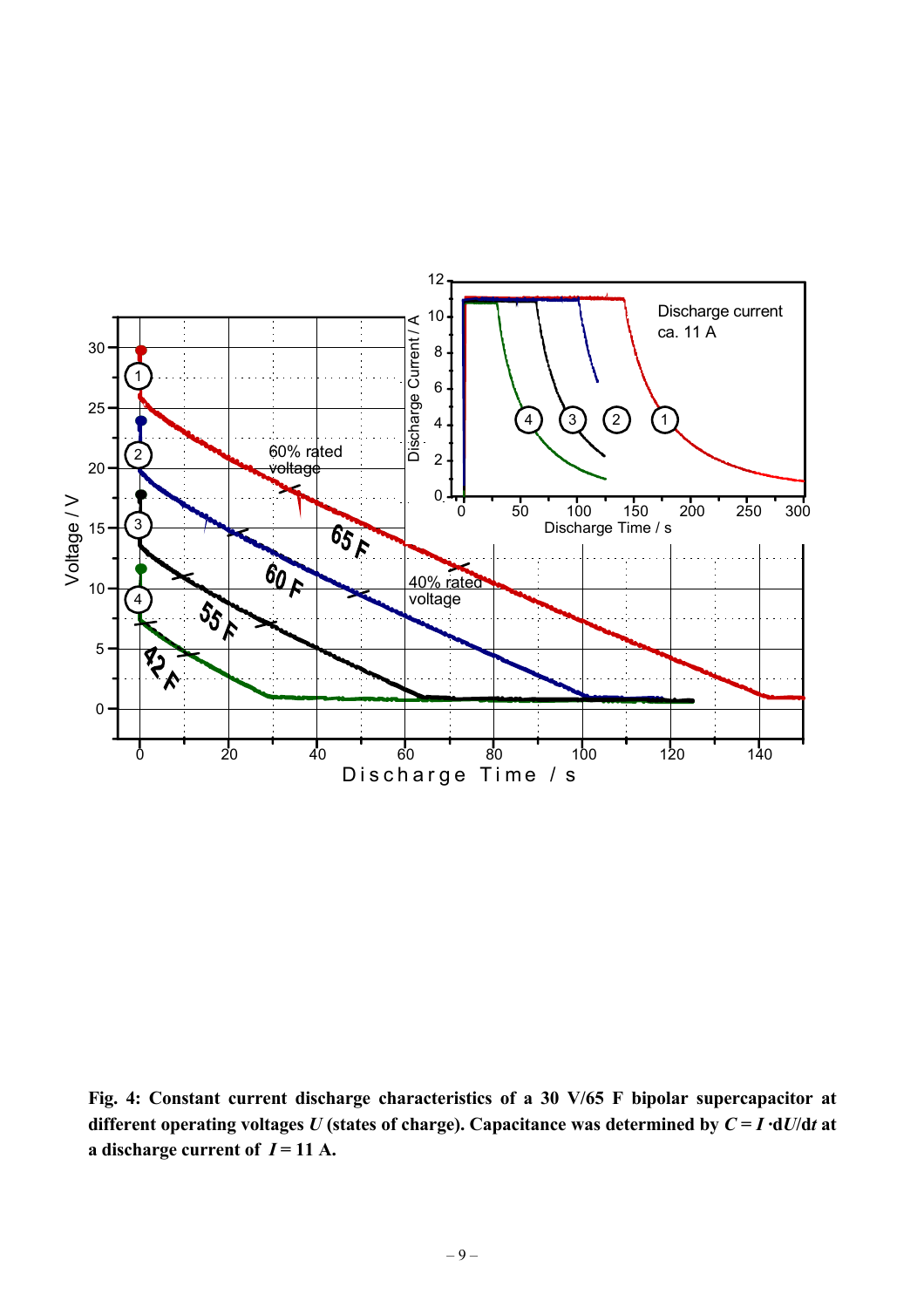**Fig. 4: Constant current discharge characteristics of a 30 V/65 F bipolar supercapacitor at different operating voltages $U$ (states of charge). Capacitance was determined by $C = I \cdot dU/dt$ at a discharge current of $I = 11$ A.**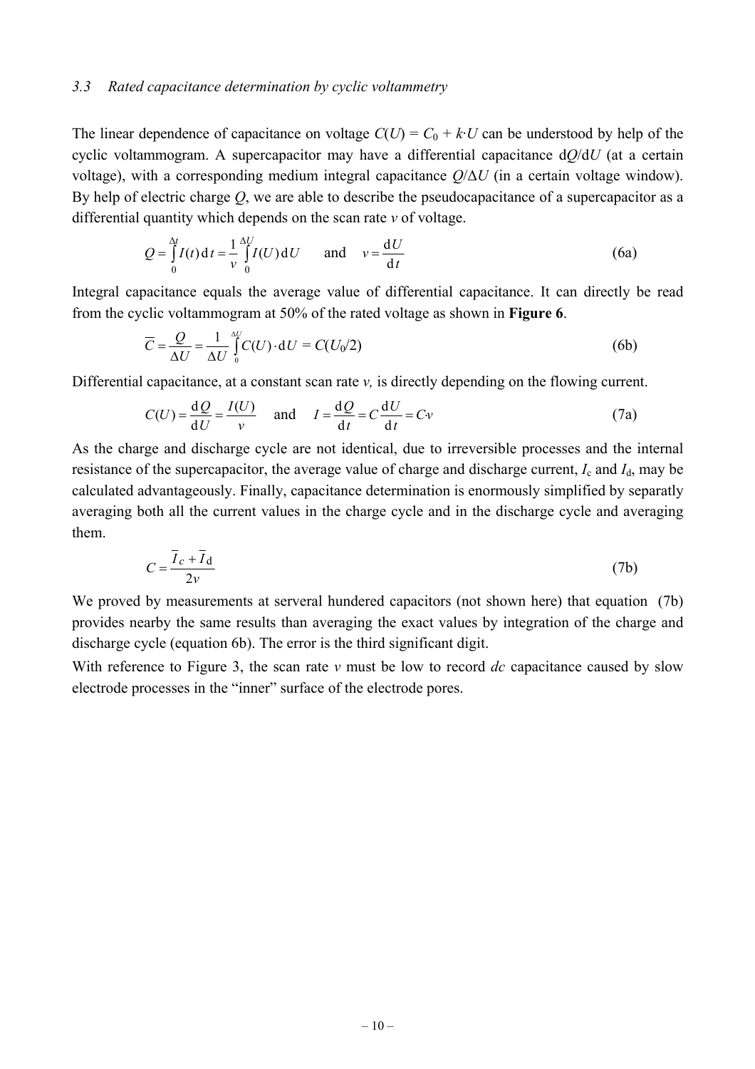### 3.3 *Rated capacitance determination by cyclic voltammetry*

The linear dependence of capacitance on voltage $C(U) = C_0 + k \cdot U$ can be understood by help of the cyclic voltammogram. A supercapacitor may have a differential capacitance $\mathrm{d}Q/\mathrm{d}U$ (at a certain voltage), with a corresponding medium integral capacitance $Q/\Delta U$ (in a certain voltage window). By help of electric charge $Q$, we are able to describe the pseudocapacitance of a supercapacitor as a differential quantity which depends on the scan rate $v$ of voltage.

$$Q = \int_0^{\Delta t} I(t)\,\mathrm{d}t = \frac{1}{v}\int_0^{\Delta U} I(U)\,\mathrm{d}U \qquad \text{and} \qquad v = \frac{\mathrm{d}U}{\mathrm{d}t} \tag{6a}$$

Integral capacitance equals the average value of differential capacitance. It can directly be read from the cyclic voltammogram at 50% of the rated voltage as shown in **Figure 6**.

$$\overline{C} = \frac{Q}{\Delta U} = \frac{1}{\Delta U}\int_0^{\Delta U} C(U)\cdot \mathrm{d}U = C(U_0/2) \tag{6b}$$

Differential capacitance, at a constant scan rate $v$, is directly depending on the flowing current.

$$C(U) = \frac{\mathrm{d}Q}{\mathrm{d}U} = \frac{I(U)}{v} \qquad \text{and} \qquad I = \frac{\mathrm{d}Q}{\mathrm{d}t} = C\frac{\mathrm{d}U}{\mathrm{d}t} = C v \tag{7a}$$

As the charge and discharge cycle are not identical, due to irreversible processes and the internal resistance of the supercapacitor, the average value of charge and discharge current, $I_c$ and $I_d$, may be calculated advantageously. Finally, capacitance determination is enormously simplified by separatly averaging both all the current values in the charge cycle and in the discharge cycle and averaging them.

$$C = \frac{\overline{I}_c + \overline{I}_d}{2v} \tag{7b}$$

We proved by measurements at serveral hundered capacitors (not shown here) that equation (7b) provides nearby the same results than averaging the exact values by integration of the charge and discharge cycle (equation 6b). The error is the third significant digit.

With reference to Figure 3, the scan rate $v$ must be low to record *dc* capacitance caused by slow electrode processes in the "inner" surface of the electrode pores.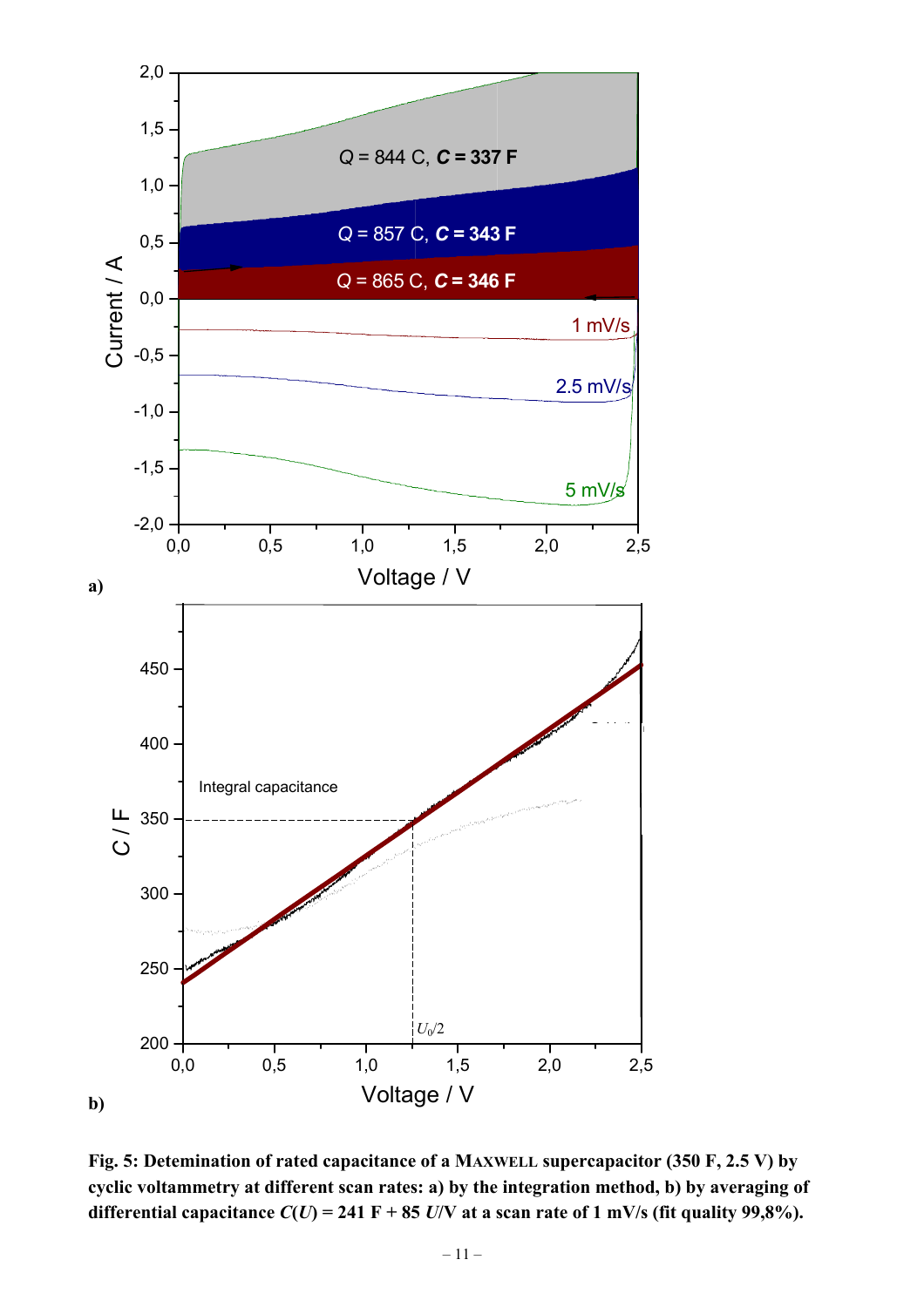**Fig. 5: Detemination of rated capacitance of a MAXWELL supercapacitor (350 F, 2.5 V) by cyclic voltammetry at different scan rates: a) by the integration method, b) by averaging of differential capacitance $C(U)$ = 241 F + 85 $U$/V at a scan rate of 1 mV/s (fit quality 99,8%).**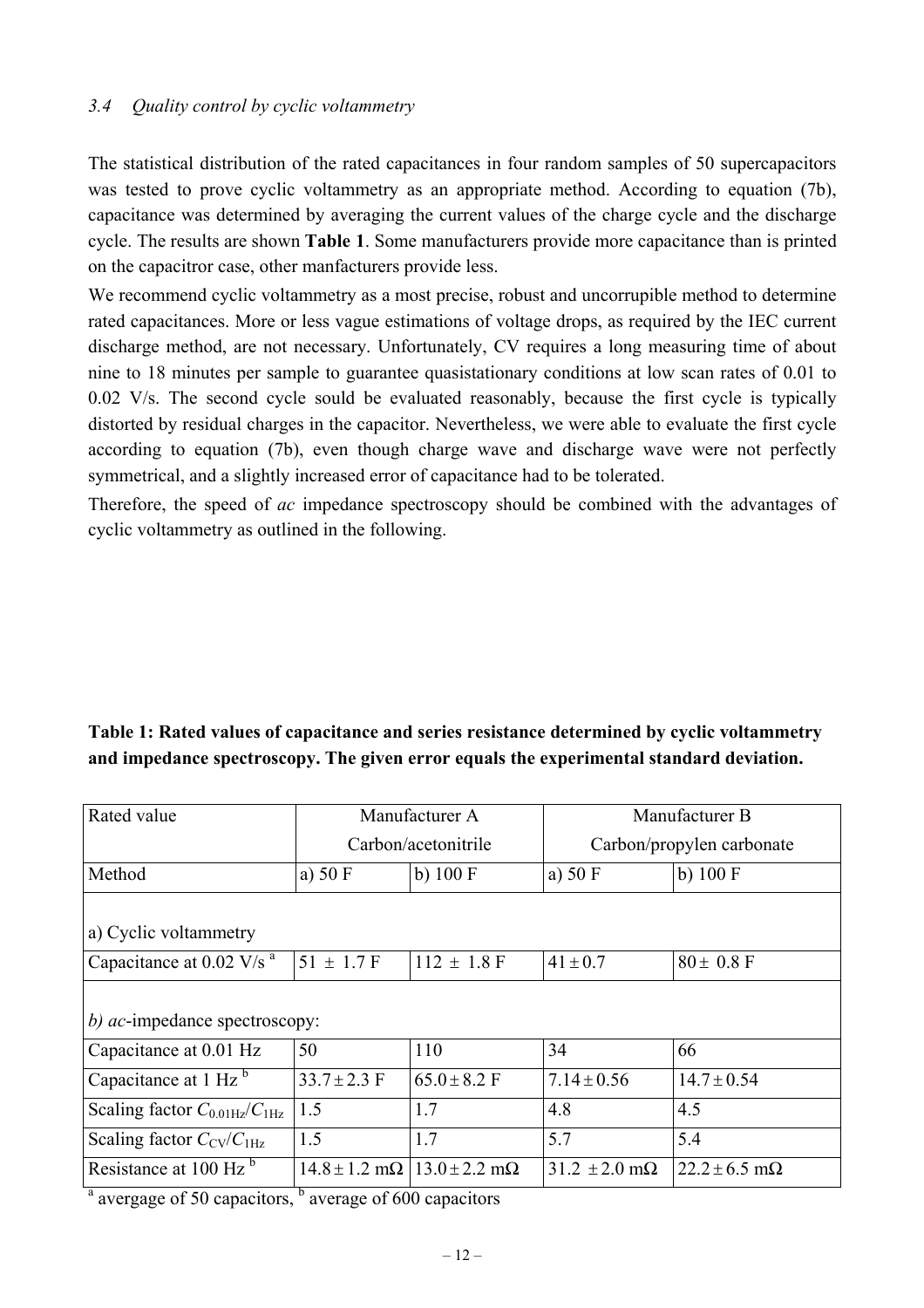### *3.4 Quality control by cyclic voltammetry*

The statistical distribution of the rated capacitances in four random samples of 50 supercapacitors was tested to prove cyclic voltammetry as an appropriate method. According to equation (7b), capacitance was determined by averaging the current values of the charge cycle and the discharge cycle. The results are shown **Table 1**. Some manufacturers provide more capacitance than is printed on the capacitror case, other manfacturers provide less.

We recommend cyclic voltammetry as a most precise, robust and uncorrupible method to determine rated capacitances. More or less vague estimations of voltage drops, as required by the IEC current discharge method, are not necessary. Unfortunately, CV requires a long measuring time of about nine to 18 minutes per sample to guarantee quasistationary conditions at low scan rates of 0.01 to 0.02 V/s. The second cycle sould be evaluated reasonably, because the first cycle is typically distorted by residual charges in the capacitor. Nevertheless, we were able to evaluate the first cycle according to equation (7b), even though charge wave and discharge wave were not perfectly symmetrical, and a slightly increased error of capacitance had to be tolerated.

Therefore, the speed of *ac* impedance spectroscopy should be combined with the advantages of cyclic voltammetry as outlined in the following.

**Table 1: Rated values of capacitance and series resistance determined by cyclic voltammetry and impedance spectroscopy. The given error equals the experimental standard deviation.**

| Rated value | Manufacturer A Carbon/acetonitrile | | Manufacturer B Carbon/propylen carbonate | |
|---|---|---|---|---|
| Method | a) 50 F | b) 100 F | a) 50 F | b) 100 F |
| a) Cyclic voltammetry | | | | |
| Capacitance at 0.02 V/s [a] | 51 ± 1.7 F | 112 ± 1.8 F | 41 ± 0.7 | 80 ± 0.8 F |
| *b) ac*-impedance spectroscopy: | | | | |
| Capacitance at 0.01 Hz | 50 | 110 | 34 | 66 |
| Capacitance at 1 Hz [b] | 33.7 ± 2.3 F | 65.0 ± 8.2 F | 7.14 ± 0.56 | 14.7 ± 0.54 |
| Scaling factor $C_{0.01Hz}/C_{1Hz}$ | 1.5 | 1.7 | 4.8 | 4.5 |
| Scaling factor $C_{CV}/C_{1Hz}$ | 1.5 | 1.7 | 5.7 | 5.4 |
| Resistance at 100 Hz [b] | 14.8 ± 1.2 mΩ | 13.0 ± 2.2 mΩ | 31.2 ± 2.0 mΩ | 22.2 ± 6.5 mΩ |

[a] avergage of 50 capacitors, [b] average of 600 capacitors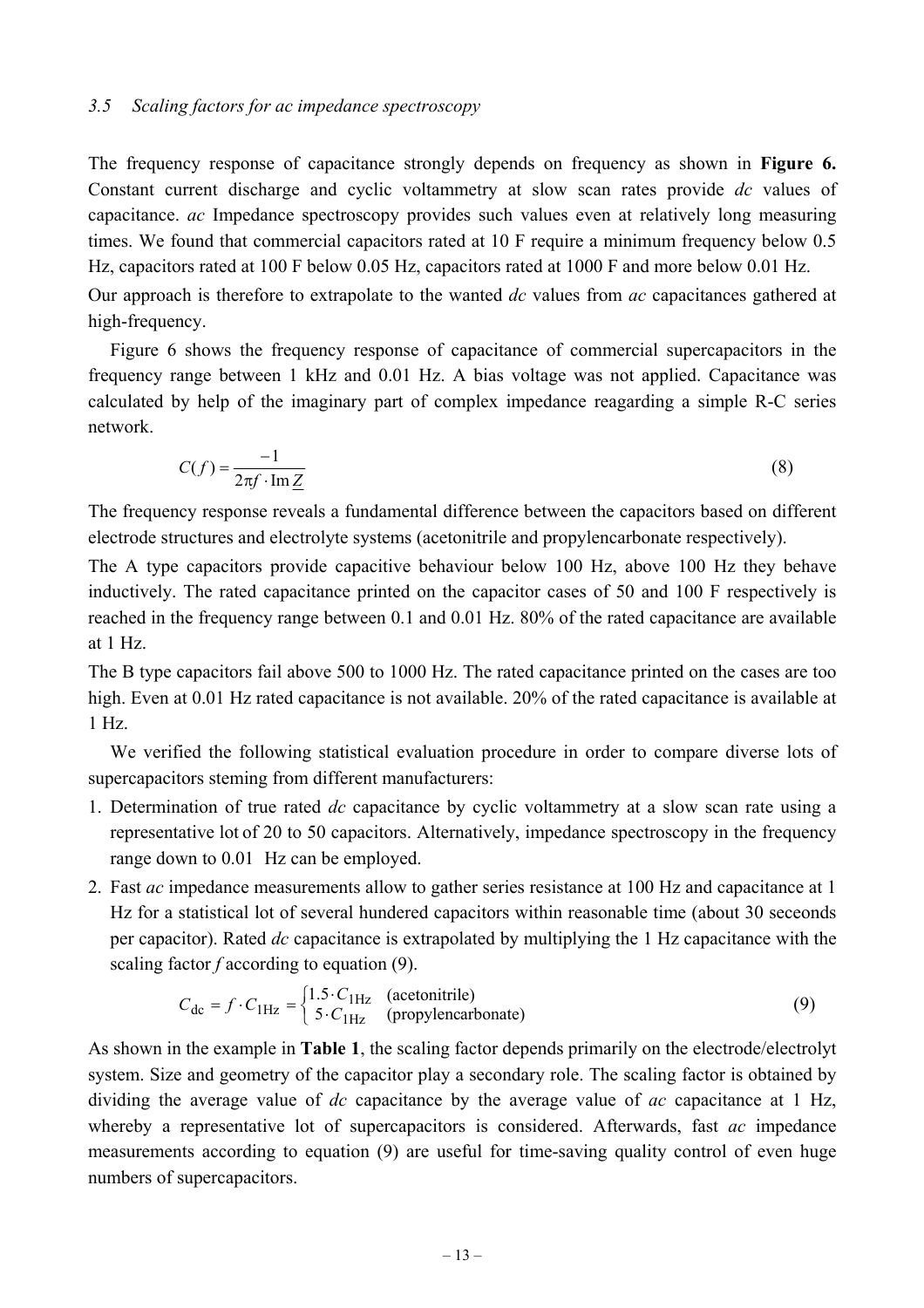### 3.5 Scaling factors for ac impedance spectroscopy

The frequency response of capacitance strongly depends on frequency as shown in **Figure 6.** Constant current discharge and cyclic voltammetry at slow scan rates provide *dc* values of capacitance. *ac* Impedance spectroscopy provides such values even at relatively long measuring times. We found that commercial capacitors rated at 10 F require a minimum frequency below 0.5 Hz, capacitors rated at 100 F below 0.05 Hz, capacitors rated at 1000 F and more below 0.01 Hz.

Our approach is therefore to extrapolate to the wanted *dc* values from *ac* capacitances gathered at high-frequency.

Figure 6 shows the frequency response of capacitance of commercial supercapacitors in the frequency range between 1 kHz and 0.01 Hz. A bias voltage was not applied. Capacitance was calculated by help of the imaginary part of complex impedance reagarding a simple R-C series network.

$$C(f) = \frac{-1}{2\pi f \cdot \operatorname{Im} \underline{Z}} \tag{8}$$

The frequency response reveals a fundamental difference between the capacitors based on different electrode structures and electrolyte systems (acetonitrile and propylencarbonate respectively).

The A type capacitors provide capacitive behaviour below 100 Hz, above 100 Hz they behave inductively. The rated capacitance printed on the capacitor cases of 50 and 100 F respectively is reached in the frequency range between 0.1 and 0.01 Hz. 80% of the rated capacitance are available at 1 Hz.

The B type capacitors fail above 500 to 1000 Hz. The rated capacitance printed on the cases are too high. Even at 0.01 Hz rated capacitance is not available. 20% of the rated capacitance is available at 1 Hz.

We verified the following statistical evaluation procedure in order to compare diverse lots of supercapacitors steming from different manufacturers:

1. Determination of true rated *dc* capacitance by cyclic voltammetry at a slow scan rate using a representative lot of 20 to 50 capacitors. Alternatively, impedance spectroscopy in the frequency range down to 0.01 Hz can be employed.
2. Fast *ac* impedance measurements allow to gather series resistance at 100 Hz and capacitance at 1 Hz for a statistical lot of several hundered capacitors within reasonable time (about 30 seceonds per capacitor). Rated *dc* capacitance is extrapolated by multiplying the 1 Hz capacitance with the scaling factor *f* according to equation (9).

$$C_{\mathrm{dc}} = f \cdot C_{1\mathrm{Hz}} = \begin{cases} 1.5 \cdot C_{1\mathrm{Hz}} & \text{(acetonitrile)} \\ 5 \cdot C_{1\mathrm{Hz}} & \text{(propylencarbonate)} \end{cases} \tag{9}$$

As shown in the example in **Table 1**, the scaling factor depends primarily on the electrode/electrolyt system. Size and geometry of the capacitor play a secondary role. The scaling factor is obtained by dividing the average value of *dc* capacitance by the average value of *ac* capacitance at 1 Hz, whereby a representative lot of supercapacitors is considered. Afterwards, fast *ac* impedance measurements according to equation (9) are useful for time-saving quality control of even huge numbers of supercapacitors.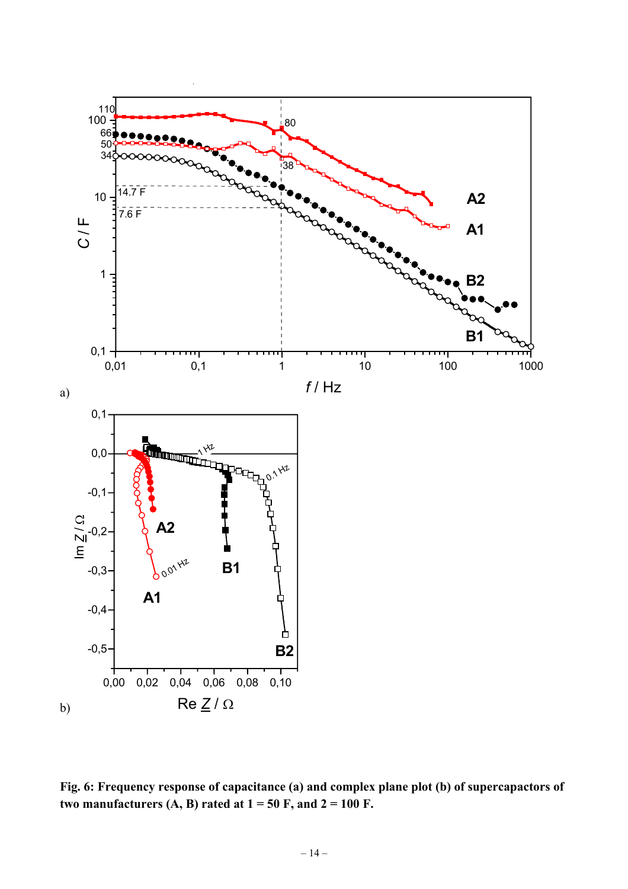**Fig. 6: Frequency response of capacitance (a) and complex plane plot (b) of supercapacitors of two manufacturers (A, B) rated at 1 = 50 F, and 2 = 100 F.**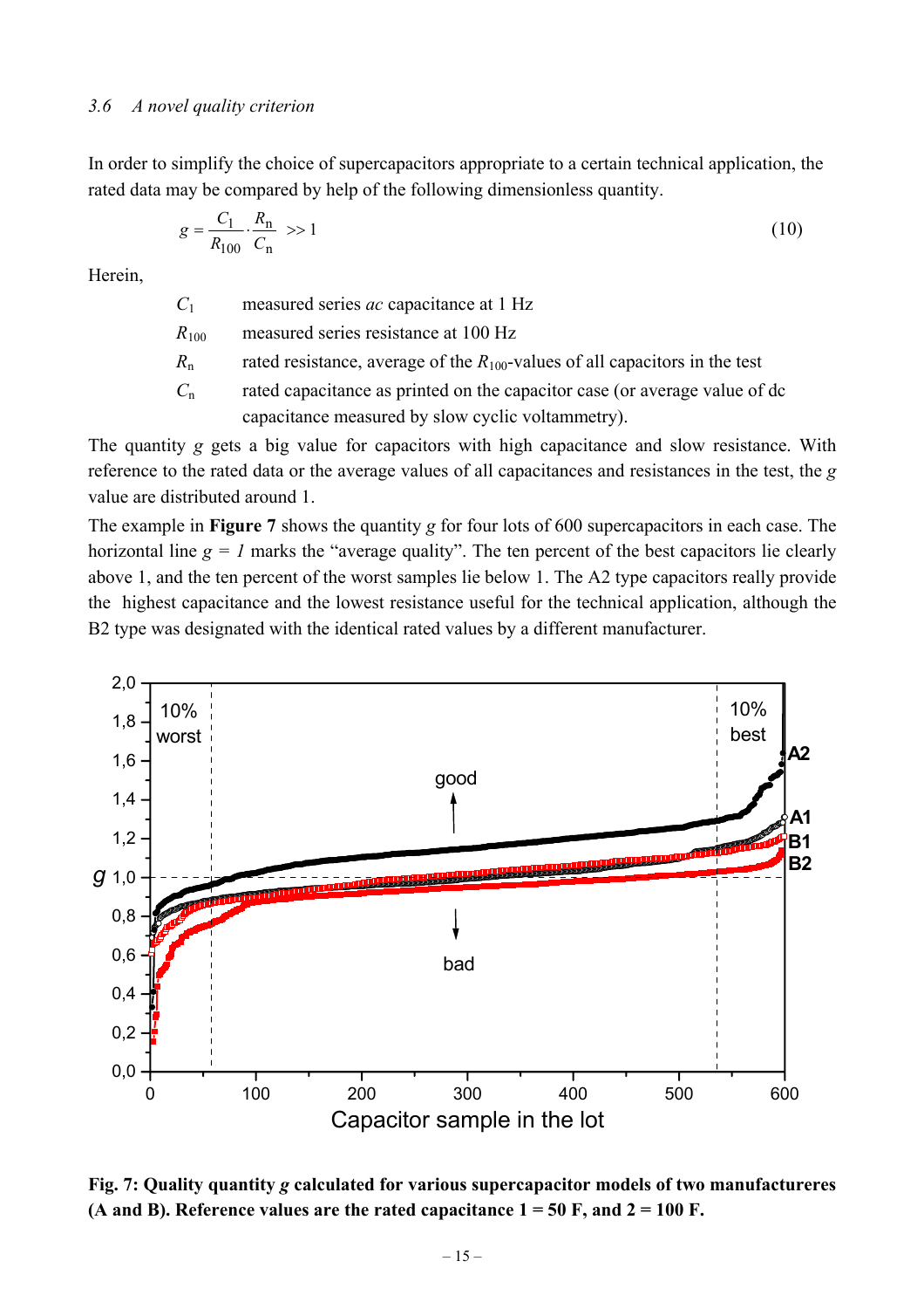### 3.6 A novel quality criterion

In order to simplify the choice of supercapacitors appropriate to a certain technical application, the rated data may be compared by help of the following dimensionless quantity.

$$g = \frac{C_1}{R_{100}} \cdot \frac{R_n}{C_n} \quad >> 1 \tag{10}$$

Herein,

- $C_1$ measured series *ac* capacitance at 1 Hz
- $R_{100}$ measured series resistance at 100 Hz
- $R_n$ rated resistance, average of the $R_{100}$-values of all capacitors in the test
- $C_n$ rated capacitance as printed on the capacitor case (or average value of dc capacitance measured by slow cyclic voltammetry).

The quantity $g$ gets a big value for capacitors with high capacitance and slow resistance. With reference to the rated data or the average values of all capacitances and resistances in the test, the $g$ value are distributed around 1.

The example in **Figure 7** shows the quantity $g$ for four lots of 600 supercapacitors in each case. The horizontal line $g = 1$ marks the "average quality". The ten percent of the best capacitors lie clearly above 1, and the ten percent of the worst samples lie below 1. The A2 type capacitors really provide the highest capacitance and the lowest resistance useful for the technical application, although the B2 type was designated with the identical rated values by a different manufacturer.

**Fig. 7: Quality quantity $g$ calculated for various supercapacitor models of two manufactureres (A and B). Reference values are the rated capacitance 1 = 50 F, and 2 = 100 F.**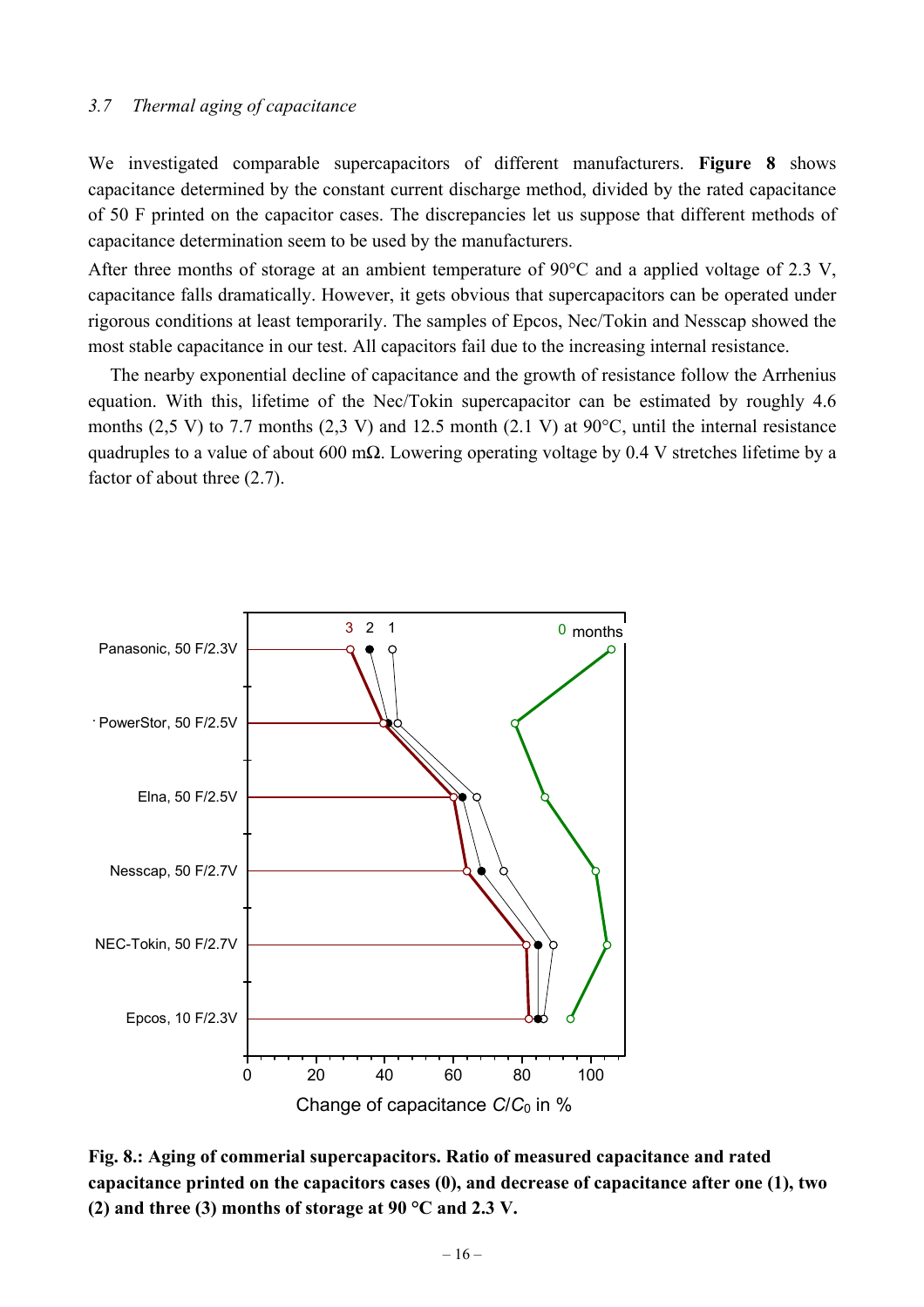### *3.7 Thermal aging of capacitance*

We investigated comparable supercapacitors of different manufacturers. **Figure 8** shows capacitance determined by the constant current discharge method, divided by the rated capacitance of 50 F printed on the capacitor cases. The discrepancies let us suppose that different methods of capacitance determination seem to be used by the manufacturers.

After three months of storage at an ambient temperature of 90°C and a applied voltage of 2.3 V, capacitance falls dramatically. However, it gets obvious that supercapacitors can be operated under rigorous conditions at least temporarily. The samples of Epcos, Nec/Tokin and Nesscap showed the most stable capacitance in our test. All capacitors fail due to the increasing internal resistance.

The nearby exponential decline of capacitance and the growth of resistance follow the Arrhenius equation. With this, lifetime of the Nec/Tokin supercapacitor can be estimated by roughly 4.6 months (2,5 V) to 7.7 months (2,3 V) and 12.5 month (2.1 V) at 90°C, until the internal resistance quadruples to a value of about 600 mΩ. Lowering operating voltage by 0.4 V stretches lifetime by a factor of about three (2.7).

**Fig. 8.: Aging of commerial supercapacitors. Ratio of measured capacitance and rated capacitance printed on the capacitors cases (0), and decrease of capacitance after one (1), two (2) and three (3) months of storage at 90 °C and 2.3 V.**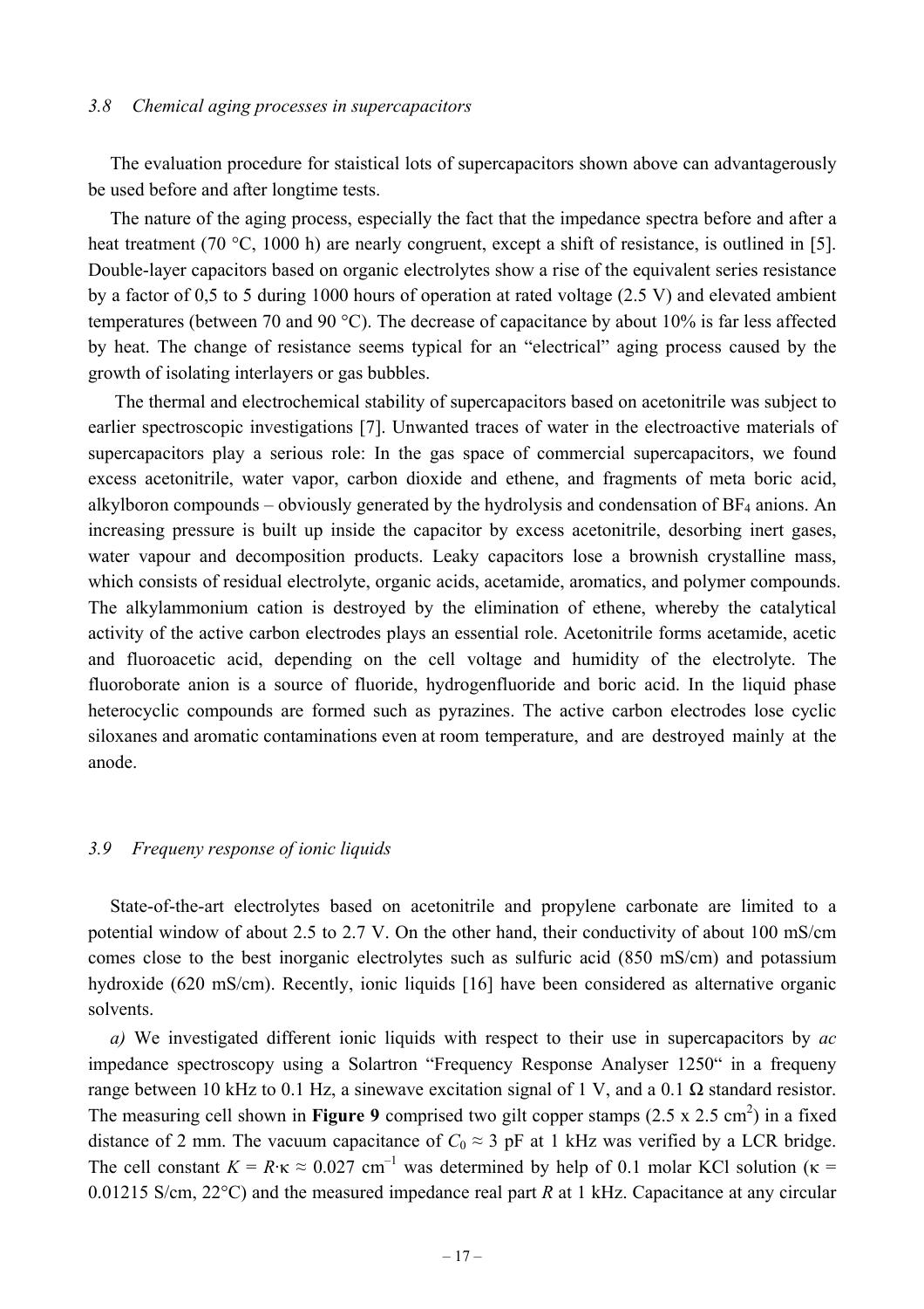### 3.8 Chemical aging processes in supercapacitors

The evaluation procedure for staistical lots of supercapacitors shown above can advantagerously be used before and after longtime tests.

The nature of the aging process, especially the fact that the impedance spectra before and after a heat treatment (70 °C, 1000 h) are nearly congruent, except a shift of resistance, is outlined in [5]. Double-layer capacitors based on organic electrolytes show a rise of the equivalent series resistance by a factor of 0,5 to 5 during 1000 hours of operation at rated voltage (2.5 V) and elevated ambient temperatures (between 70 and 90 °C). The decrease of capacitance by about 10% is far less affected by heat. The change of resistance seems typical for an "electrical" aging process caused by the growth of isolating interlayers or gas bubbles.

The thermal and electrochemical stability of supercapacitors based on acetonitrile was subject to earlier spectroscopic investigations [7]. Unwanted traces of water in the electroactive materials of supercapacitors play a serious role: In the gas space of commercial supercapacitors, we found excess acetonitrile, water vapor, carbon dioxide and ethene, and fragments of meta boric acid, alkylboron compounds – obviously generated by the hydrolysis and condensation of $BF_4$ anions. An increasing pressure is built up inside the capacitor by excess acetonitrile, desorbing inert gases, water vapour and decomposition products. Leaky capacitors lose a brownish crystalline mass, which consists of residual electrolyte, organic acids, acetamide, aromatics, and polymer compounds. The alkylammonium cation is destroyed by the elimination of ethene, whereby the catalytical activity of the active carbon electrodes plays an essential role. Acetonitrile forms acetamide, acetic and fluoroacetic acid, depending on the cell voltage and humidity of the electrolyte. The fluoroborate anion is a source of fluoride, hydrogenfluoride and boric acid. In the liquid phase heterocyclic compounds are formed such as pyrazines. The active carbon electrodes lose cyclic siloxanes and aromatic contaminations even at room temperature, and are destroyed mainly at the anode.

### 3.9 Frequeny response of ionic liquids

State-of-the-art electrolytes based on acetonitrile and propylene carbonate are limited to a potential window of about 2.5 to 2.7 V. On the other hand, their conductivity of about 100 mS/cm comes close to the best inorganic electrolytes such as sulfuric acid (850 mS/cm) and potassium hydroxide (620 mS/cm). Recently, ionic liquids [16] have been considered as alternative organic solvents.

*a)* We investigated different ionic liquids with respect to their use in supercapacitors by *ac* impedance spectroscopy using a Solartron "Frequency Response Analyser 1250" in a frequeny range between 10 kHz to 0.1 Hz, a sinewave excitation signal of 1 V, and a 0.1 Ω standard resistor. The measuring cell shown in **Figure 9** comprised two gilt copper stamps (2.5 x 2.5 $cm^2$) in a fixed distance of 2 mm. The vacuum capacitance of $C_0 \approx 3$ pF at 1 kHz was verified by a LCR bridge. The cell constant $K = R{\cdot}\kappa \approx 0.027\ cm^{-1}$ was determined by help of 0.1 molar KCl solution ($\kappa$ = 0.01215 S/cm, 22°C) and the measured impedance real part $R$ at 1 kHz. Capacitance at any circular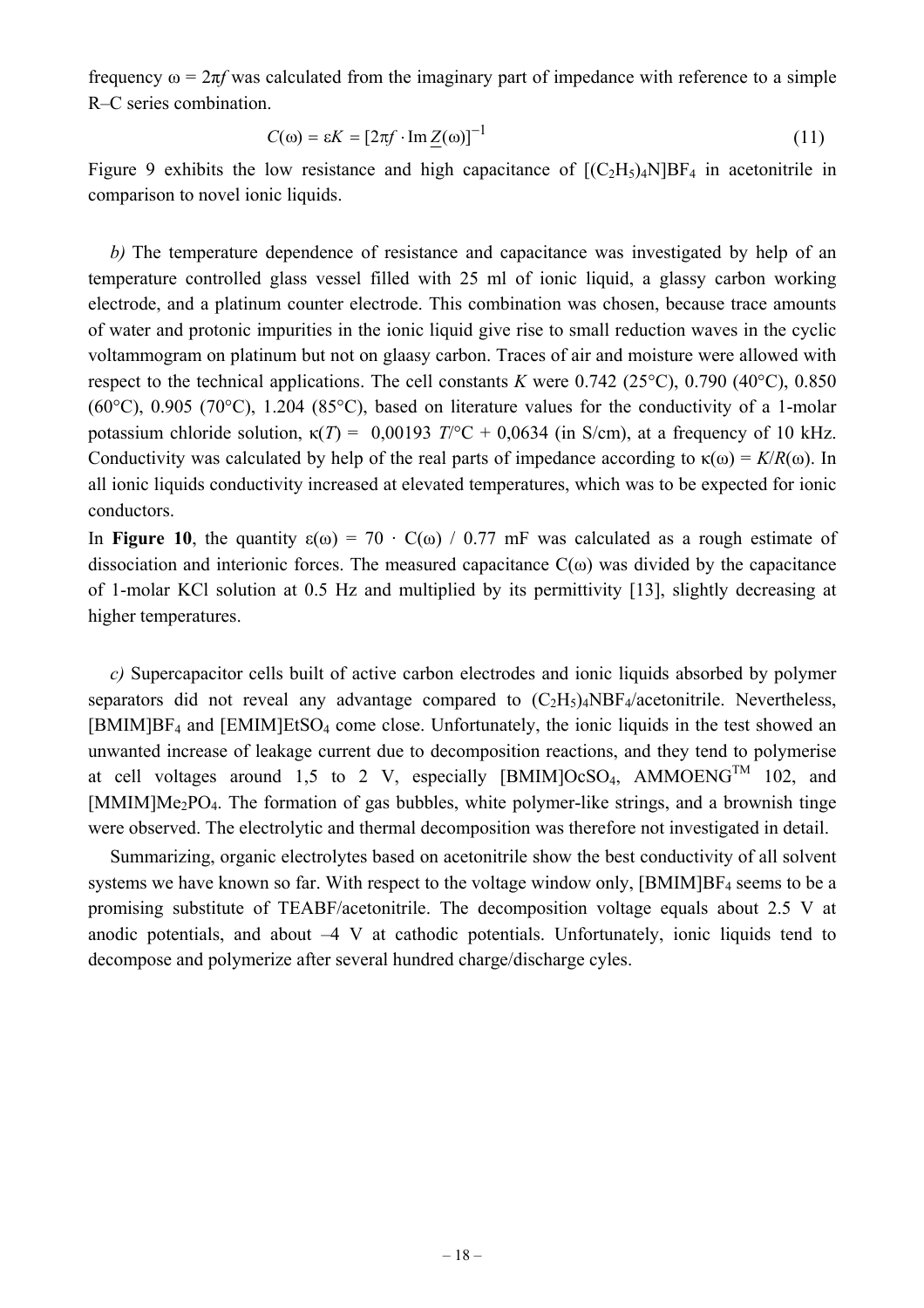frequency $\omega = 2\pi f$ was calculated from the imaginary part of impedance with reference to a simple R–C series combination.

$$C(\omega) = \varepsilon K = [2\pi f \cdot \operatorname{Im} \underline{Z}(\omega)]^{-1} \tag{11}$$

Figure 9 exhibits the low resistance and high capacitance of $[(C_2H_5)_4N]BF_4$ in acetonitrile in comparison to novel ionic liquids.

*b)* The temperature dependence of resistance and capacitance was investigated by help of an temperature controlled glass vessel filled with 25 ml of ionic liquid, a glassy carbon working electrode, and a platinum counter electrode. This combination was chosen, because trace amounts of water and protonic impurities in the ionic liquid give rise to small reduction waves in the cyclic voltammogram on platinum but not on glaasy carbon. Traces of air and moisture were allowed with respect to the technical applications. The cell constants $K$ were 0.742 (25°C), 0.790 (40°C), 0.850 (60°C), 0.905 (70°C), 1.204 (85°C), based on literature values for the conductivity of a 1-molar potassium chloride solution, $\kappa(T) = 0{,}00193\ T/°C + 0{,}0634$ (in S/cm), at a frequency of 10 kHz. Conductivity was calculated by help of the real parts of impedance according to $\kappa(\omega) = K/R(\omega)$. In all ionic liquids conductivity increased at elevated temperatures, which was to be expected for ionic conductors.

In **Figure 10**, the quantity $\varepsilon(\omega) = 70 \cdot C(\omega) / 0.77$ mF was calculated as a rough estimate of dissociation and interionic forces. The measured capacitance $C(\omega)$ was divided by the capacitance of 1-molar KCl solution at 0.5 Hz and multiplied by its permittivity [13], slightly decreasing at higher temperatures.

*c)* Supercapacitor cells built of active carbon electrodes and ionic liquids absorbed by polymer separators did not reveal any advantage compared to $(C_2H_5)_4NBF_4$/acetonitrile. Nevertheless, $[BMIM]BF_4$ and $[EMIM]EtSO_4$ come close. Unfortunately, the ionic liquids in the test showed an unwanted increase of leakage current due to decomposition reactions, and they tend to polymerise at cell voltages around 1,5 to 2 V, especially $[BMIM]OcSO_4$, AMMOENG$^{TM}$ 102, and $[MMIM]Me_2PO_4$. The formation of gas bubbles, white polymer-like strings, and a brownish tinge were observed. The electrolytic and thermal decomposition was therefore not investigated in detail.

Summarizing, organic electrolytes based on acetonitrile show the best conductivity of all solvent systems we have known so far. With respect to the voltage window only, $[BMIM]BF_4$ seems to be a promising substitute of TEABF/acetonitrile. The decomposition voltage equals about 2.5 V at anodic potentials, and about –4 V at cathodic potentials. Unfortunately, ionic liquids tend to decompose and polymerize after several hundred charge/discharge cyles.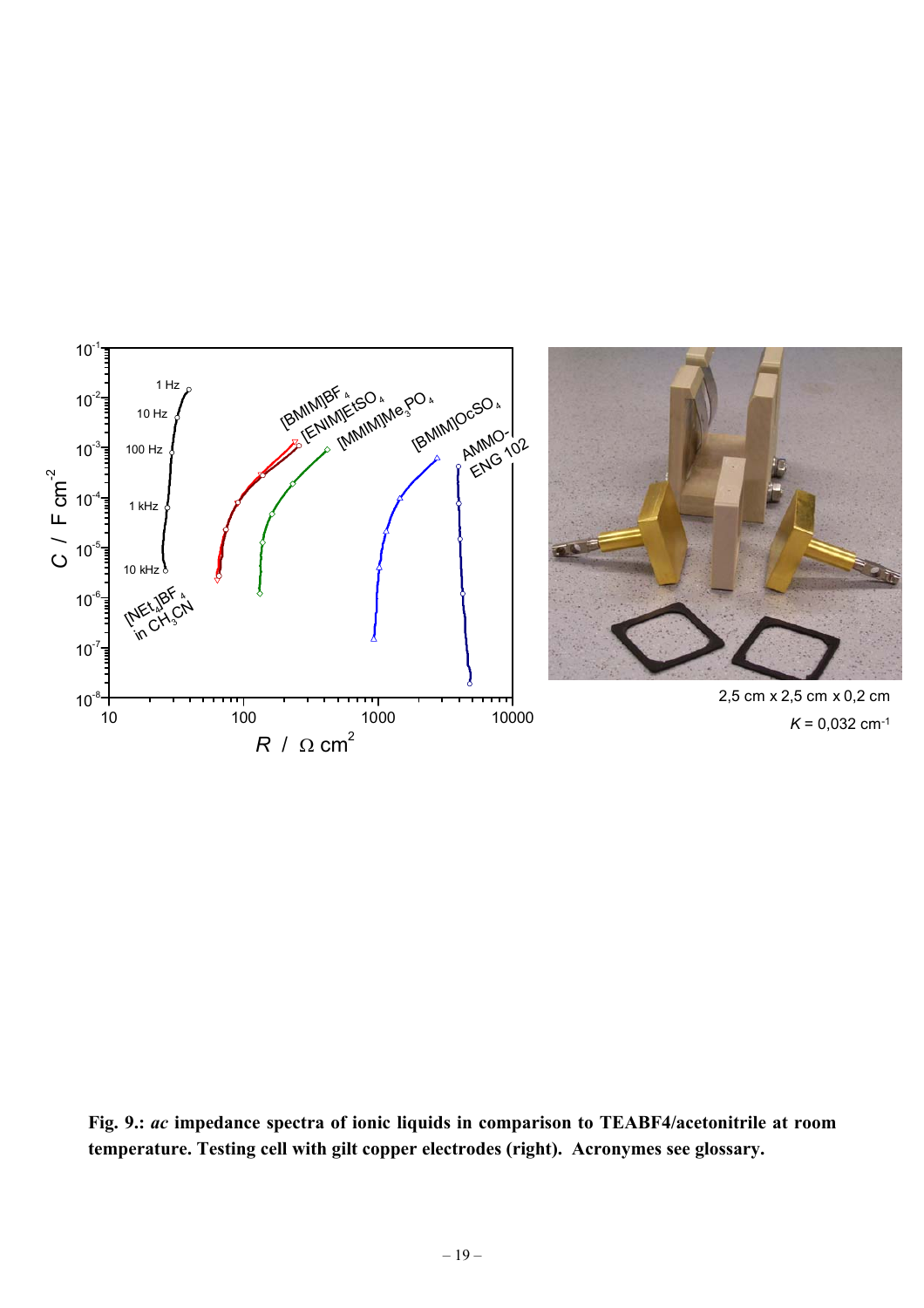**Fig. 9.: *ac* impedance spectra of ionic liquids in comparison to TEABF4/acetonitrile at room temperature. Testing cell with gilt copper electrodes (right). Acronymes see glossary.**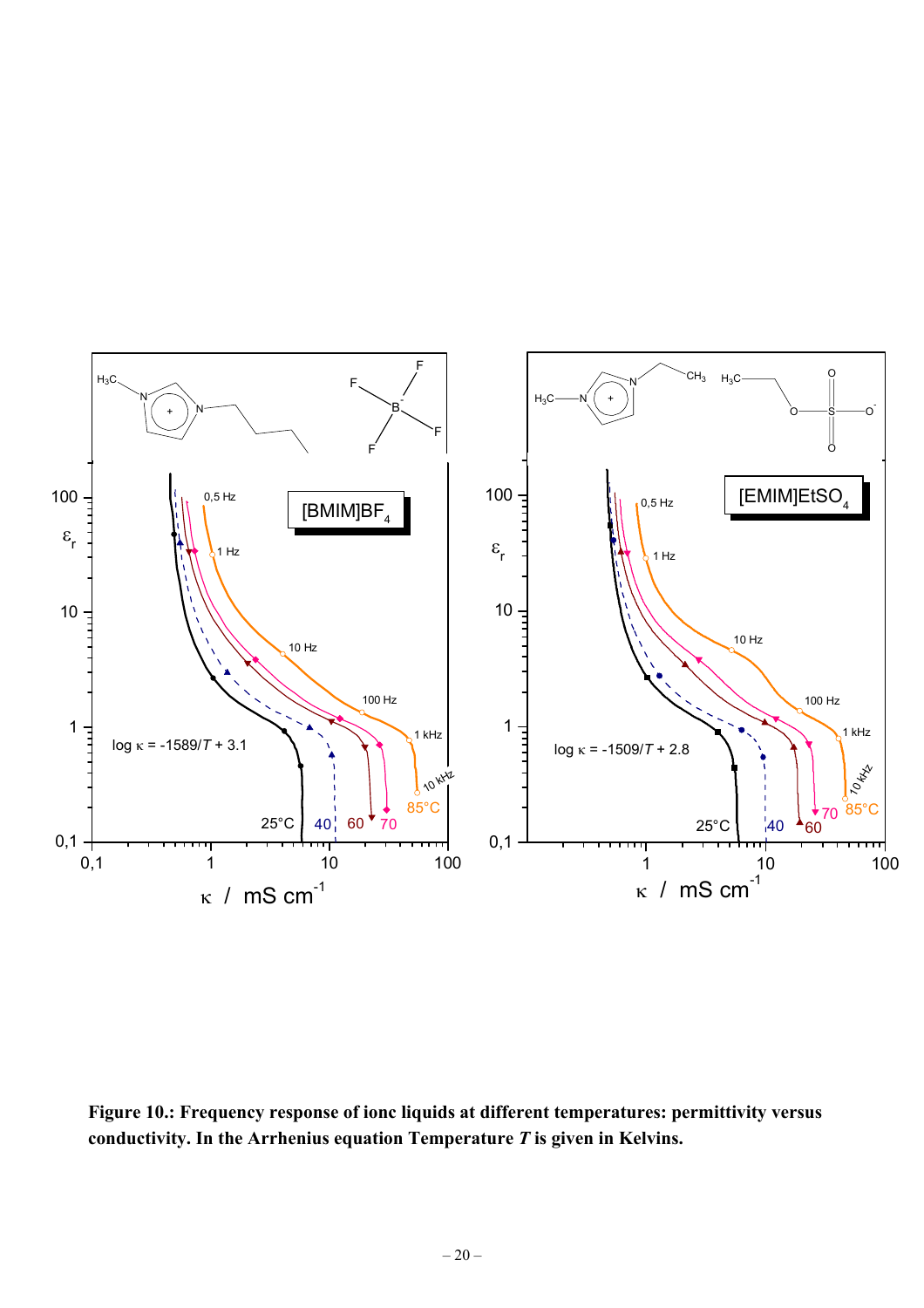**Figure 10.: Frequency response of ionc liquids at different temperatures: permittivity versus conductivity. In the Arrhenius equation Temperature *T* is given in Kelvins.**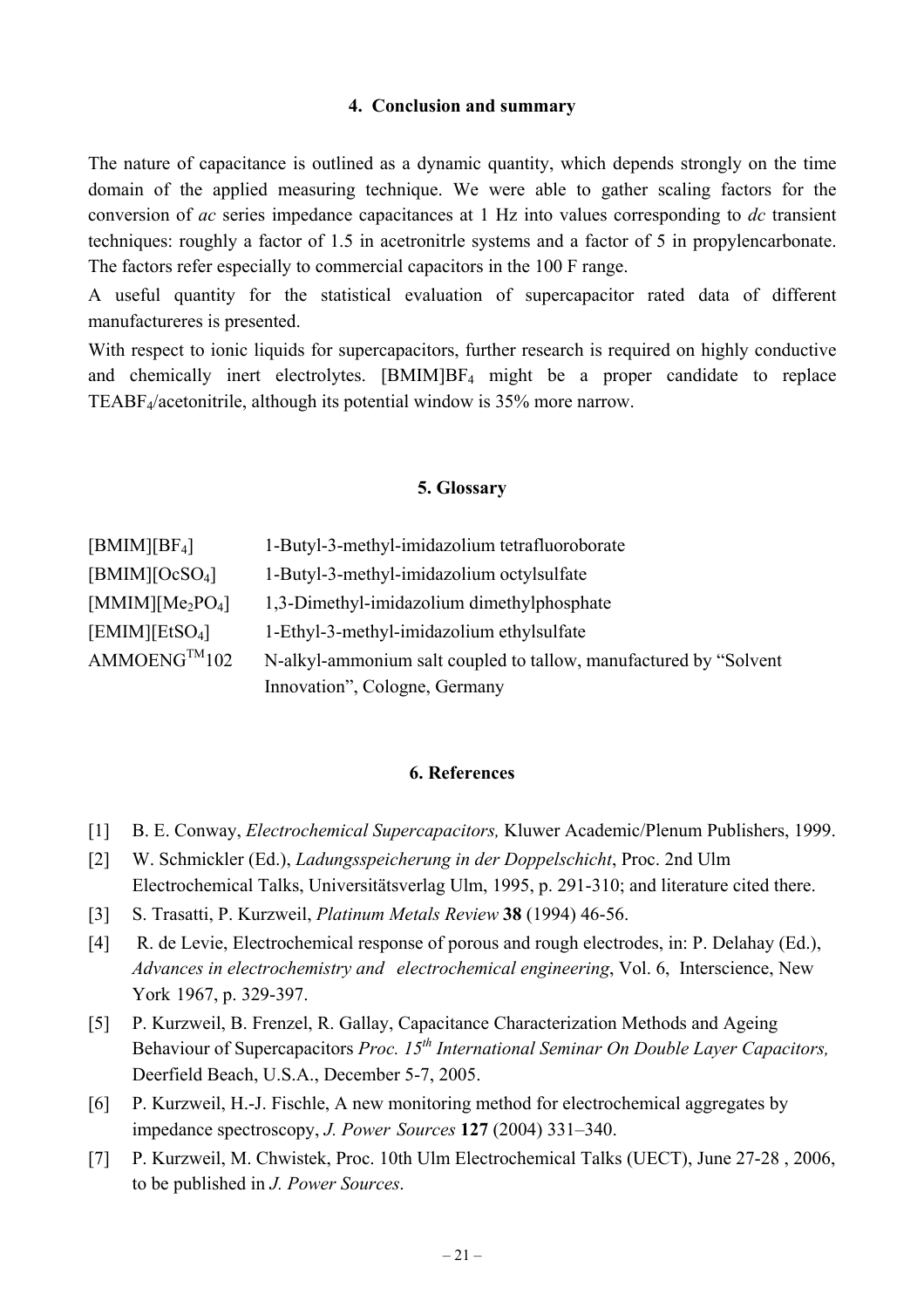## 4. Conclusion and summary

The nature of capacitance is outlined as a dynamic quantity, which depends strongly on the time domain of the applied measuring technique. We were able to gather scaling factors for the conversion of *ac* series impedance capacitances at 1 Hz into values corresponding to *dc* transient techniques: roughly a factor of 1.5 in acetonitrle systems and a factor of 5 in propylencarbonate. The factors refer especially to commercial capacitors in the 100 F range.

A useful quantity for the statistical evaluation of supercapacitor rated data of different manufactureres is presented.

With respect to ionic liquids for supercapacitors, further research is required on highly conductive and chemically inert electrolytes. [BMIM]$BF_4$ might be a proper candidate to replace $TEABF_4$/acetonitrile, although its potential window is 35% more narrow.

## 5. Glossary

| | |
|---|---|
| [BMIM][$BF_4$] | 1-Butyl-3-methyl-imidazolium tetrafluoroborate |
| [BMIM][$OcSO_4$] | 1-Butyl-3-methyl-imidazolium octylsulfate |
| [MMIM][$Me_2PO_4$] | 1,3-Dimethyl-imidazolium dimethylphosphate |
| [EMIM][$EtSO_4$] | 1-Ethyl-3-methyl-imidazolium ethylsulfate |
| AMMOENG™102 | N-alkyl-ammonium salt coupled to tallow, manufactured by "Solvent Innovation", Cologne, Germany |

## 6. References

[1] B. E. Conway, *Electrochemical Supercapacitors,* Kluwer Academic/Plenum Publishers, 1999.

[2] W. Schmickler (Ed.), *Ladungsspeicherung in der Doppelschicht*, Proc. 2nd Ulm Electrochemical Talks, Universitätsverlag Ulm, 1995, p. 291-310; and literature cited there.

[3] S. Trasatti, P. Kurzweil, *Platinum Metals Review* **38** (1994) 46-56.

[4] R. de Levie, Electrochemical response of porous and rough electrodes, in: P. Delahay (Ed.), *Advances in electrochemistry and electrochemical engineering*, Vol. 6, Interscience, New York 1967, p. 329-397.

[5] P. Kurzweil, B. Frenzel, R. Gallay, Capacitance Characterization Methods and Ageing Behaviour of Supercapacitors *Proc. 15th International Seminar On Double Layer Capacitors,* Deerfield Beach, U.S.A., December 5-7, 2005.

[6] P. Kurzweil, H.-J. Fischle, A new monitoring method for electrochemical aggregates by impedance spectroscopy, *J. Power Sources* **127** (2004) 331–340.

[7] P. Kurzweil, M. Chwistek, Proc. 10th Ulm Electrochemical Talks (UECT), June 27-28 , 2006, to be published in *J. Power Sources*.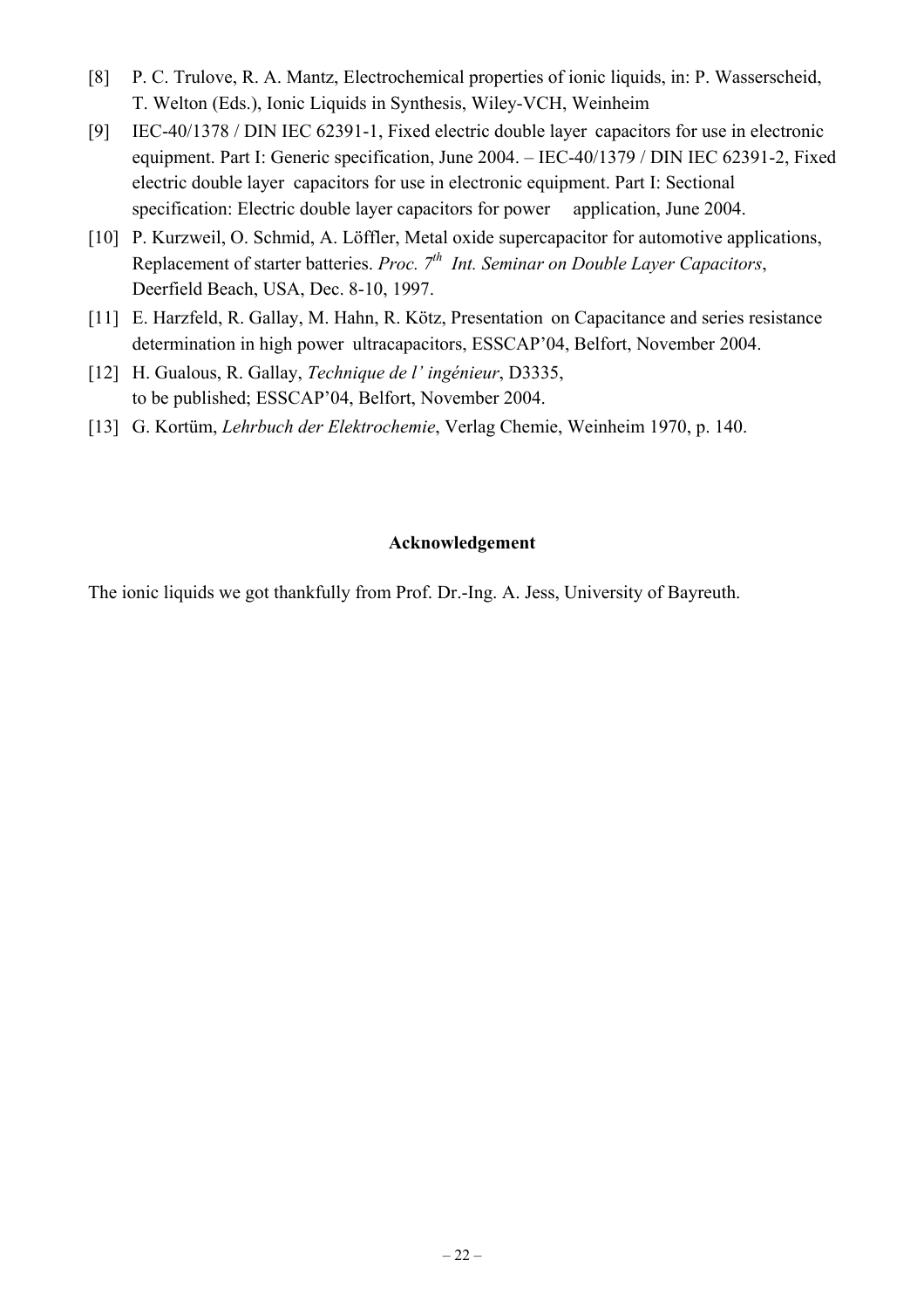[8] P. C. Trulove, R. A. Mantz, Electrochemical properties of ionic liquids, in: P. Wasserscheid, T. Welton (Eds.), Ionic Liquids in Synthesis, Wiley-VCH, Weinheim

[9] IEC-40/1378 / DIN IEC 62391-1, Fixed electric double layer capacitors for use in electronic equipment. Part I: Generic specification, June 2004. – IEC-40/1379 / DIN IEC 62391-2, Fixed electric double layer capacitors for use in electronic equipment. Part I: Sectional specification: Electric double layer capacitors for power application, June 2004.

[10] P. Kurzweil, O. Schmid, A. Löffler, Metal oxide supercapacitor for automotive applications, Replacement of starter batteries. *Proc. 7th Int. Seminar on Double Layer Capacitors*, Deerfield Beach, USA, Dec. 8-10, 1997.

[11] E. Harzfeld, R. Gallay, M. Hahn, R. Kötz, Presentation on Capacitance and series resistance determination in high power ultracapacitors, ESSCAP'04, Belfort, November 2004.

[12] H. Gualous, R. Gallay, *Technique de l' ingénieur*, D3335, to be published; ESSCAP'04, Belfort, November 2004.

[13] G. Kortüm, *Lehrbuch der Elektrochemie*, Verlag Chemie, Weinheim 1970, p. 140.

**Acknowledgement**

The ionic liquids we got thankfully from Prof. Dr.-Ing. A. Jess, University of Bayreuth.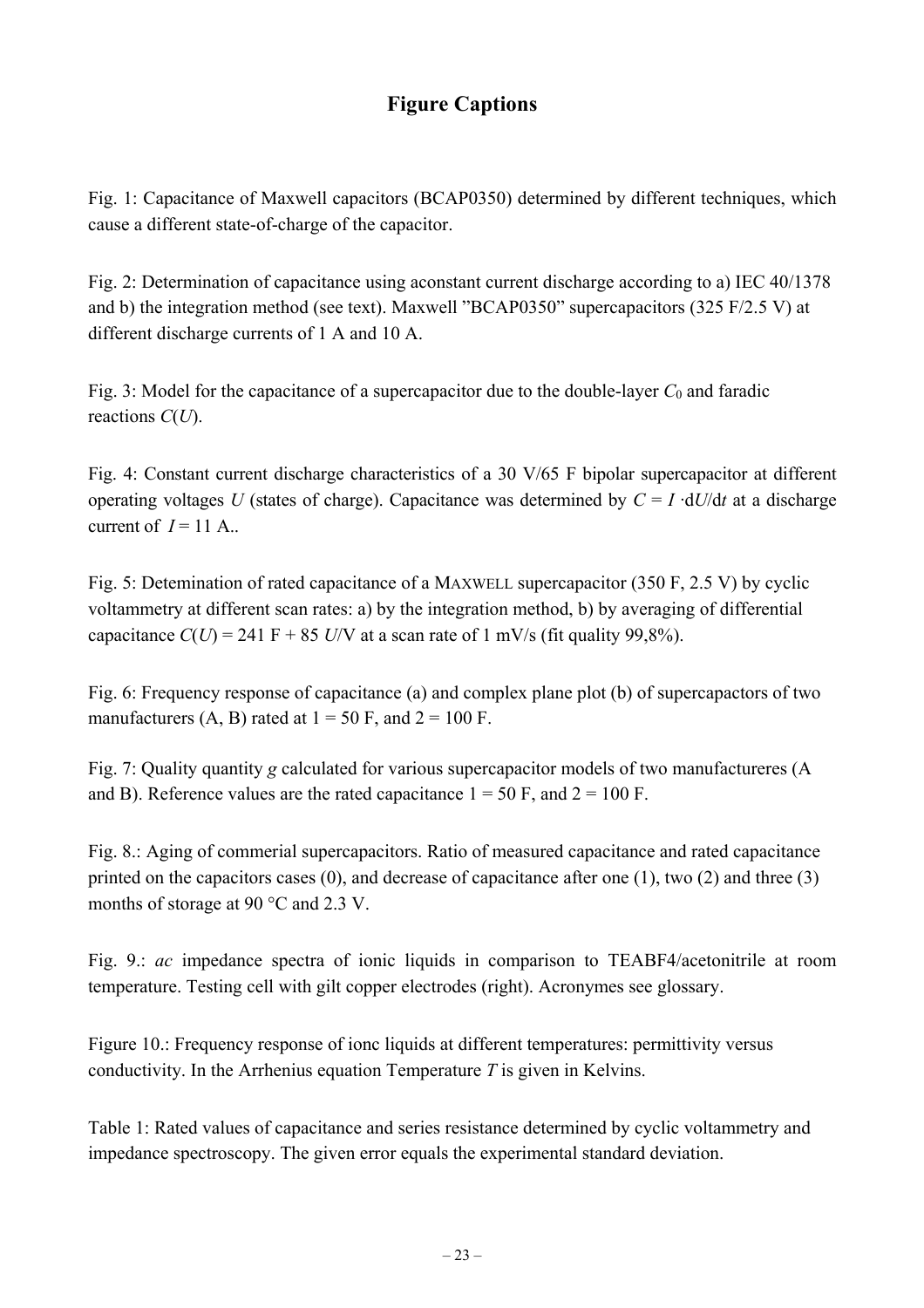# Figure Captions

Fig. 1: Capacitance of Maxwell capacitors (BCAP0350) determined by different techniques, which cause a different state-of-charge of the capacitor.

Fig. 2: Determination of capacitance using aconstant current discharge according to a) IEC 40/1378 and b) the integration method (see text). Maxwell "BCAP0350" supercapacitors (325 F/2.5 V) at different discharge currents of 1 A and 10 A.

Fig. 3: Model for the capacitance of a supercapacitor due to the double-layer $C_0$ and faradic reactions $C(U)$.

Fig. 4: Constant current discharge characteristics of a 30 V/65 F bipolar supercapacitor at different operating voltages $U$ (states of charge). Capacitance was determined by $C = I \cdot \mathrm{d}U/\mathrm{d}t$ at a discharge current of $I = 11$ A..

Fig. 5: Detemination of rated capacitance of a MAXWELL supercapacitor (350 F, 2.5 V) by cyclic voltammetry at different scan rates: a) by the integration method, b) by averaging of differential capacitance $C(U) = 241\ \mathrm{F} + 85\ U/\mathrm{V}$ at a scan rate of 1 mV/s (fit quality 99,8%).

Fig. 6: Frequency response of capacitance (a) and complex plane plot (b) of supercapactors of two manufacturers (A, B) rated at 1 = 50 F, and 2 = 100 F.

Fig. 7: Quality quantity $g$ calculated for various supercapacitor models of two manufactureres (A and B). Reference values are the rated capacitance 1 = 50 F, and 2 = 100 F.

Fig. 8.: Aging of commerial supercapacitors. Ratio of measured capacitance and rated capacitance printed on the capacitors cases (0), and decrease of capacitance after one (1), two (2) and three (3) months of storage at 90 °C and 2.3 V.

Fig. 9.: *ac* impedance spectra of ionic liquids in comparison to TEABF4/acetonitrile at room temperature. Testing cell with gilt copper electrodes (right). Acronymes see glossary.

Figure 10.: Frequency response of ionc liquids at different temperatures: permittivity versus conductivity. In the Arrhenius equation Temperature $T$ is given in Kelvins.

Table 1: Rated values of capacitance and series resistance determined by cyclic voltammetry and impedance spectroscopy. The given error equals the experimental standard deviation.